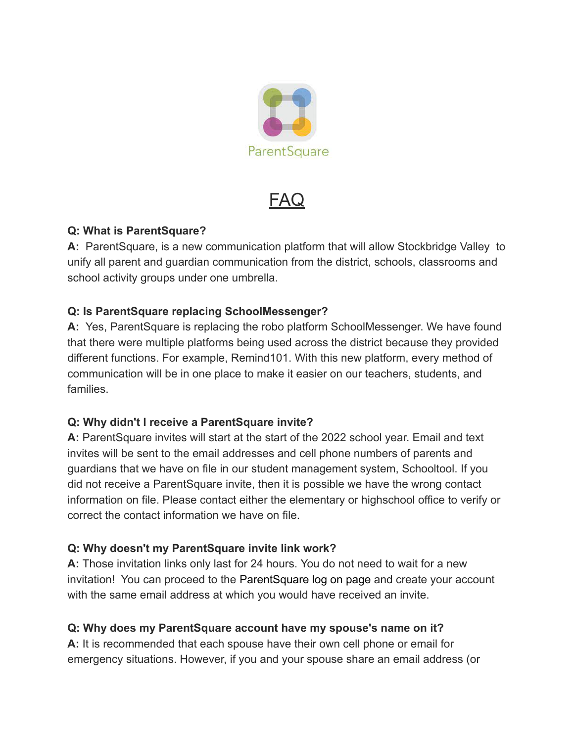ParentSquare

# FAQ

**Q: What is ParentSquare?**
**A:** ParentSquare, is a new communication platform that will allow Stockbridge Valley to unify all parent and guardian communication from the district, schools, classrooms and school activity groups under one umbrella.

**Q: Is ParentSquare replacing SchoolMessenger?**
**A:** Yes, ParentSquare is replacing the robo platform SchoolMessenger. We have found that there were multiple platforms being used across the district because they provided different functions. For example, Remind101. With this new platform, every method of communication will be in one place to make it easier on our teachers, students, and families.

**Q: Why didn't I receive a ParentSquare invite?**
**A:** ParentSquare invites will start at the start of the 2022 school year. Email and text invites will be sent to the email addresses and cell phone numbers of parents and guardians that we have on file in our student management system, Schooltool. If you did not receive a ParentSquare invite, then it is possible we have the wrong contact information on file. Please contact either the elementary or highschool office to verify or correct the contact information we have on file.

**Q: Why doesn't my ParentSquare invite link work?**
**A:** Those invitation links only last for 24 hours. You do not need to wait for a new invitation! You can proceed to the ParentSquare log on page and create your account with the same email address at which you would have received an invite.

**Q: Why does my ParentSquare account have my spouse's name on it?**
**A:** It is recommended that each spouse have their own cell phone or email for emergency situations. However, if you and your spouse share an email address (or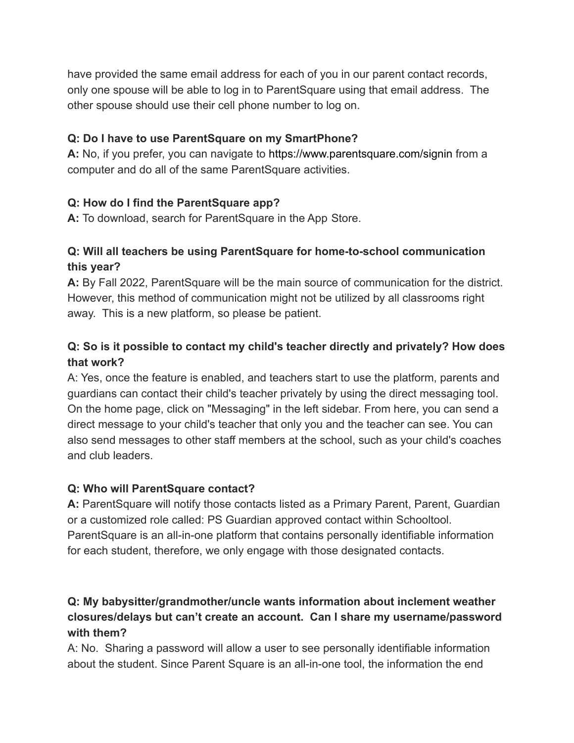have provided the same email address for each of you in our parent contact records, only one spouse will be able to log in to ParentSquare using that email address. The other spouse should use their cell phone number to log on.

**Q: Do I have to use ParentSquare on my SmartPhone?**
**A:** No, if you prefer, you can navigate to https://www.parentsquare.com/signin from a computer and do all of the same ParentSquare activities.

**Q: How do I find the ParentSquare app?**
**A:** To download, search for ParentSquare in the App Store.

**Q: Will all teachers be using ParentSquare for home-to-school communication this year?**
**A:** By Fall 2022, ParentSquare will be the main source of communication for the district. However, this method of communication might not be utilized by all classrooms right away. This is a new platform, so please be patient.

**Q: So is it possible to contact my child's teacher directly and privately? How does that work?**
A: Yes, once the feature is enabled, and teachers start to use the platform, parents and guardians can contact their child's teacher privately by using the direct messaging tool. On the home page, click on "Messaging" in the left sidebar. From here, you can send a direct message to your child's teacher that only you and the teacher can see. You can also send messages to other staff members at the school, such as your child's coaches and club leaders.

**Q: Who will ParentSquare contact?**
**A:** ParentSquare will notify those contacts listed as a Primary Parent, Parent, Guardian or a customized role called: PS Guardian approved contact within Schooltool. ParentSquare is an all-in-one platform that contains personally identifiable information for each student, therefore, we only engage with those designated contacts.

**Q: My babysitter/grandmother/uncle wants information about inclement weather closures/delays but can't create an account. Can I share my username/password with them?**
A: No. Sharing a password will allow a user to see personally identifiable information about the student. Since Parent Square is an all-in-one tool, the information the end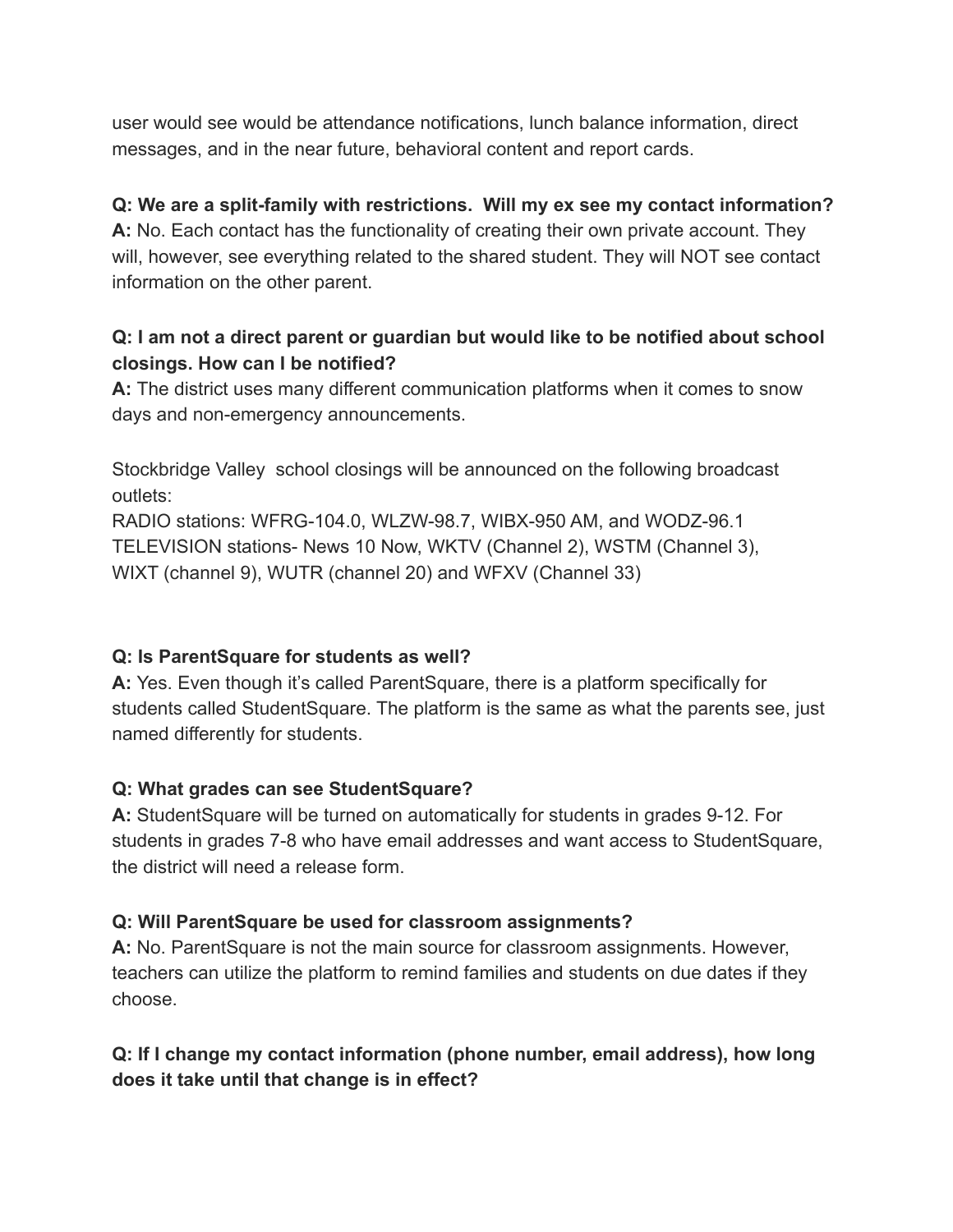user would see would be attendance notifications, lunch balance information, direct messages, and in the near future, behavioral content and report cards.

**Q: We are a split-family with restrictions.  Will my ex see my contact information?**
**A:** No. Each contact has the functionality of creating their own private account. They will, however, see everything related to the shared student. They will NOT see contact information on the other parent.

**Q: I am not a direct parent or guardian but would like to be notified about school closings. How can I be notified?**
**A:** The district uses many different communication platforms when it comes to snow days and non-emergency announcements.

Stockbridge Valley  school closings will be announced on the following broadcast outlets:
RADIO stations: WFRG-104.0, WLZW-98.7, WIBX-950 AM, and WODZ-96.1
TELEVISION stations- News 10 Now, WKTV (Channel 2), WSTM (Channel 3), WIXT (channel 9), WUTR (channel 20) and WFXV (Channel 33)

**Q: Is ParentSquare for students as well?**
**A:** Yes. Even though it's called ParentSquare, there is a platform specifically for students called StudentSquare. The platform is the same as what the parents see, just named differently for students.

**Q: What grades can see StudentSquare?**
**A:** StudentSquare will be turned on automatically for students in grades 9-12. For students in grades 7-8 who have email addresses and want access to StudentSquare, the district will need a release form.

**Q: Will ParentSquare be used for classroom assignments?**
**A:** No. ParentSquare is not the main source for classroom assignments. However, teachers can utilize the platform to remind families and students on due dates if they choose.

**Q: If I change my contact information (phone number, email address), how long does it take until that change is in effect?**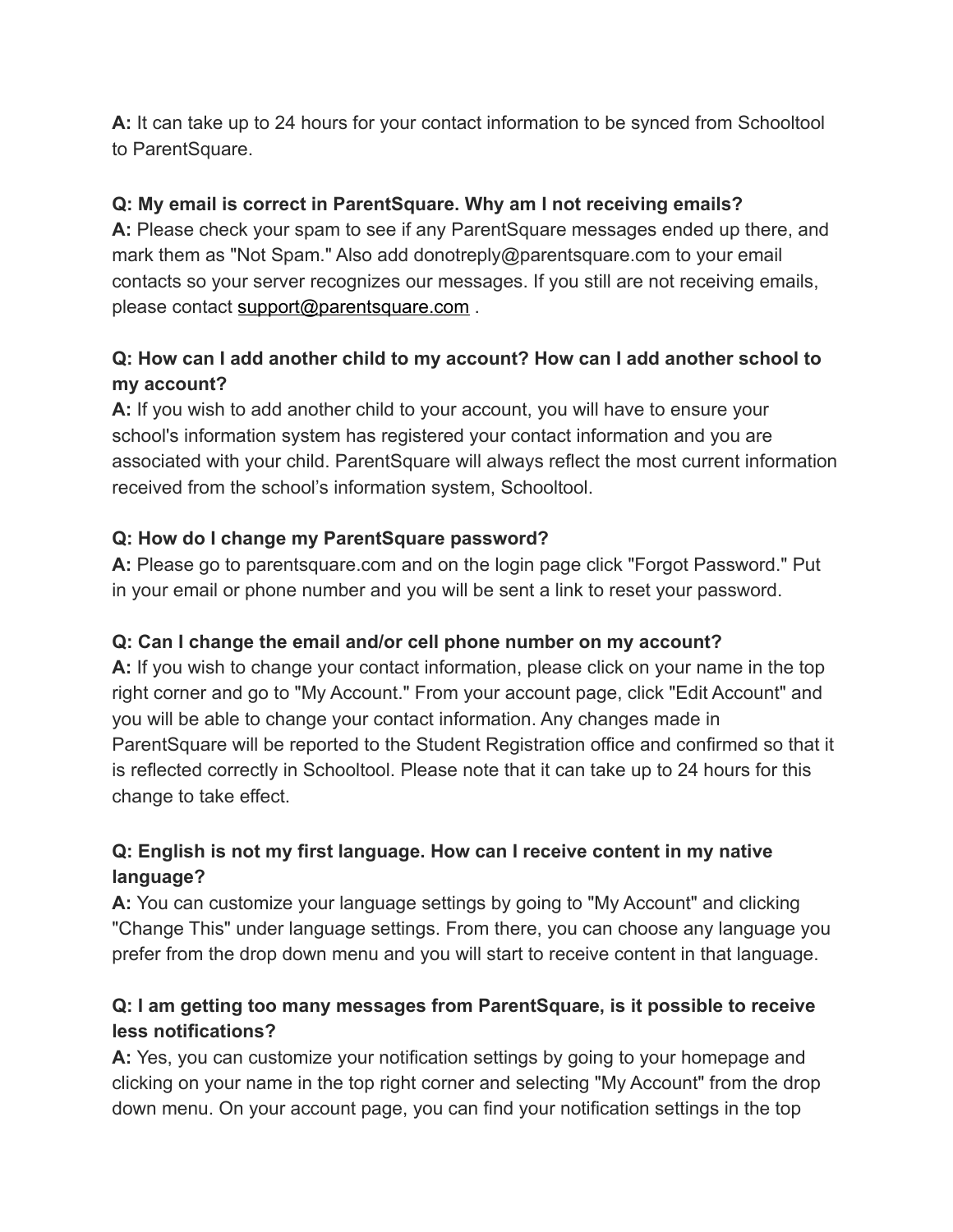**A:** It can take up to 24 hours for your contact information to be synced from Schooltool to ParentSquare.

**Q: My email is correct in ParentSquare. Why am I not receiving emails?**
**A:** Please check your spam to see if any ParentSquare messages ended up there, and mark them as "Not Spam." Also add donotreply@parentsquare.com to your email contacts so your server recognizes our messages. If you still are not receiving emails, please contact support@parentsquare.com .

**Q: How can I add another child to my account? How can I add another school to my account?**
**A:** If you wish to add another child to your account, you will have to ensure your school's information system has registered your contact information and you are associated with your child. ParentSquare will always reflect the most current information received from the school's information system, Schooltool.

**Q: How do I change my ParentSquare password?**
**A:** Please go to parentsquare.com and on the login page click "Forgot Password." Put in your email or phone number and you will be sent a link to reset your password.

**Q: Can I change the email and/or cell phone number on my account?**
**A:** If you wish to change your contact information, please click on your name in the top right corner and go to "My Account." From your account page, click "Edit Account" and you will be able to change your contact information. Any changes made in ParentSquare will be reported to the Student Registration office and confirmed so that it is reflected correctly in Schooltool. Please note that it can take up to 24 hours for this change to take effect.

**Q: English is not my first language. How can I receive content in my native language?**
**A:** You can customize your language settings by going to "My Account" and clicking "Change This" under language settings. From there, you can choose any language you prefer from the drop down menu and you will start to receive content in that language.

**Q: I am getting too many messages from ParentSquare, is it possible to receive less notifications?**
**A:** Yes, you can customize your notification settings by going to your homepage and clicking on your name in the top right corner and selecting "My Account" from the drop down menu. On your account page, you can find your notification settings in the top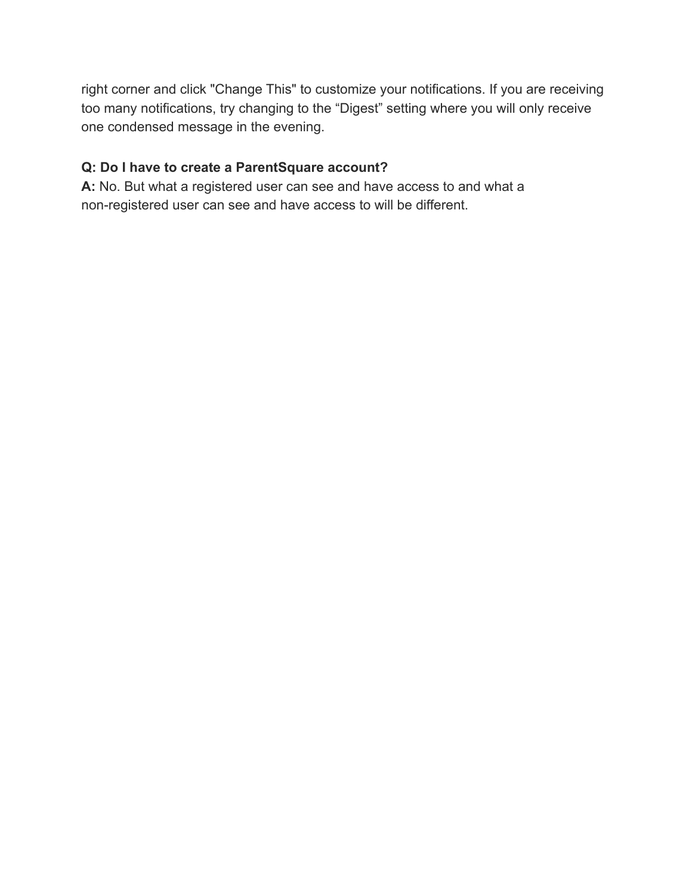right corner and click "Change This" to customize your notifications. If you are receiving too many notifications, try changing to the “Digest” setting where you will only receive one condensed message in the evening.

**Q: Do I have to create a ParentSquare account?**
**A:** No. But what a registered user can see and have access to and what a non-registered user can see and have access to will be different.